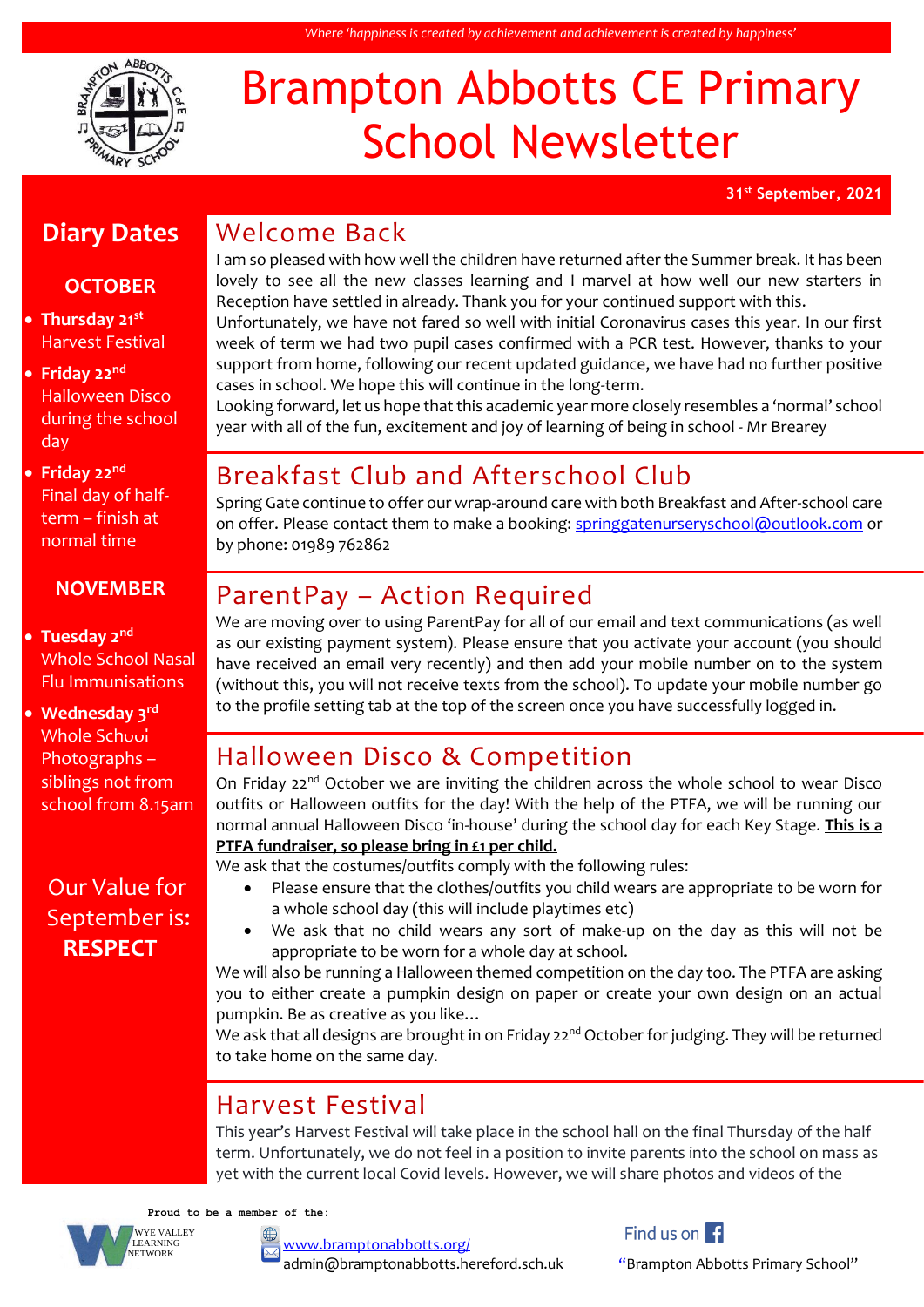*Where 'happiness is created by achievement and achievement is created by happiness'*

# Brampton Abbotts CE Primary School Newsletter

**31st September, 2021**

## Diary Dates

### OCTOBER

- **Thursday 21st** Harvest Festival
- **Friday 22nd** Halloween Disco during the school day
- **Friday 22nd** Final day of half-term – finish at normal time

### NOVEMBER

- **Tuesday 2nd** Whole School Nasal Flu Immunisations
- **Wednesday 3rd** Whole School Photographs – siblings not from school from 8.15am

Our Value for September is: **RESPECT**

## Welcome Back

I am so pleased with how well the children have returned after the Summer break. It has been lovely to see all the new classes learning and I marvel at how well our new starters in Reception have settled in already. Thank you for your continued support with this.

Unfortunately, we have not fared so well with initial Coronavirus cases this year. In our first week of term we had two pupil cases confirmed with a PCR test. However, thanks to your support from home, following our recent updated guidance, we have had no further positive cases in school. We hope this will continue in the long-term.

Looking forward, let us hope that this academic year more closely resembles a 'normal' school year with all of the fun, excitement and joy of learning of being in school - Mr Brearey

## Breakfast Club and Afterschool Club

Spring Gate continue to offer our wrap-around care with both Breakfast and After-school care on offer. Please contact them to make a booking: springgatenurseryschool@outlook.com or by phone: 01989 762862

## ParentPay – Action Required

We are moving over to using ParentPay for all of our email and text communications (as well as our existing payment system). Please ensure that you activate your account (you should have received an email very recently) and then add your mobile number on to the system (without this, you will not receive texts from the school). To update your mobile number go to the profile setting tab at the top of the screen once you have successfully logged in.

## Halloween Disco & Competition

On Friday 22nd October we are inviting the children across the whole school to wear Disco outfits or Halloween outfits for the day! With the help of the PTFA, we will be running our normal annual Halloween Disco 'in-house' during the school day for each Key Stage. **This is a PTFA fundraiser, so please bring in £1 per child.**

We ask that the costumes/outfits comply with the following rules:

- Please ensure that the clothes/outfits you child wears are appropriate to be worn for a whole school day (this will include playtimes etc)
- We ask that no child wears any sort of make-up on the day as this will not be appropriate to be worn for a whole day at school.

We will also be running a Halloween themed competition on the day too. The PTFA are asking you to either create a pumpkin design on paper or create your own design on an actual pumpkin. Be as creative as you like…

We ask that all designs are brought in on Friday 22nd October for judging. They will be returned to take home on the same day.

## Harvest Festival

This year's Harvest Festival will take place in the school hall on the final Thursday of the half term. Unfortunately, we do not feel in a position to invite parents into the school on mass as yet with the current local Covid levels. However, we will share photos and videos of the

Proud to be a member of the: Wye Valley Learning Network

www.bramptonabbotts.org/
admin@bramptonabbotts.hereford.sch.uk

Find us on Facebook "Brampton Abbotts Primary School"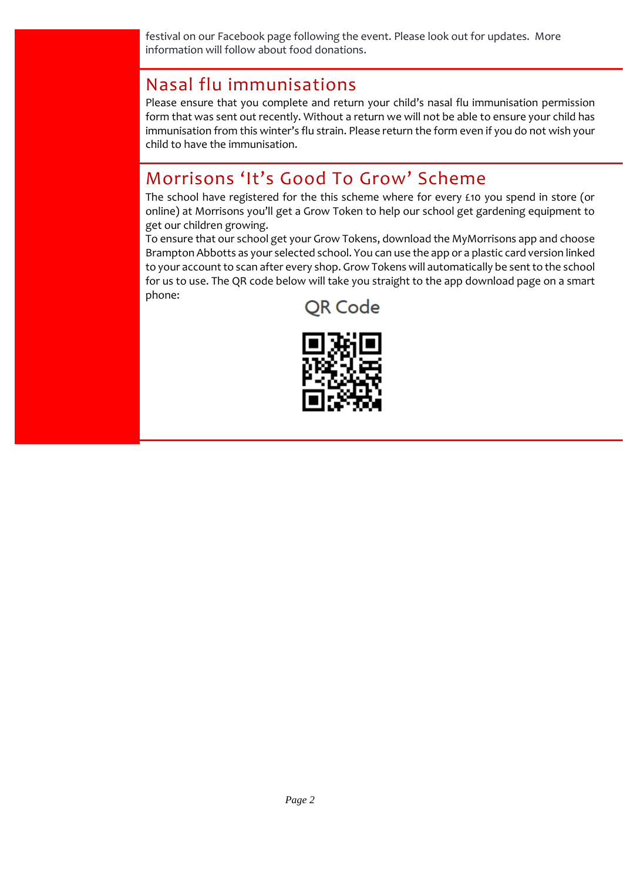festival on our Facebook page following the event. Please look out for updates. More information will follow about food donations.

## Nasal flu immunisations

Please ensure that you complete and return your child's nasal flu immunisation permission form that was sent out recently. Without a return we will not be able to ensure your child has immunisation from this winter's flu strain. Please return the form even if you do not wish your child to have the immunisation.

## Morrisons 'It's Good To Grow' Scheme

The school have registered for the this scheme where for every £10 you spend in store (or online) at Morrisons you'll get a Grow Token to help our school get gardening equipment to get our children growing.

To ensure that our school get your Grow Tokens, download the MyMorrisons app and choose Brampton Abbotts as your selected school. You can use the app or a plastic card version linked to your account to scan after every shop. Grow Tokens will automatically be sent to the school for us to use. The QR code below will take you straight to the app download page on a smart phone:

QR Code